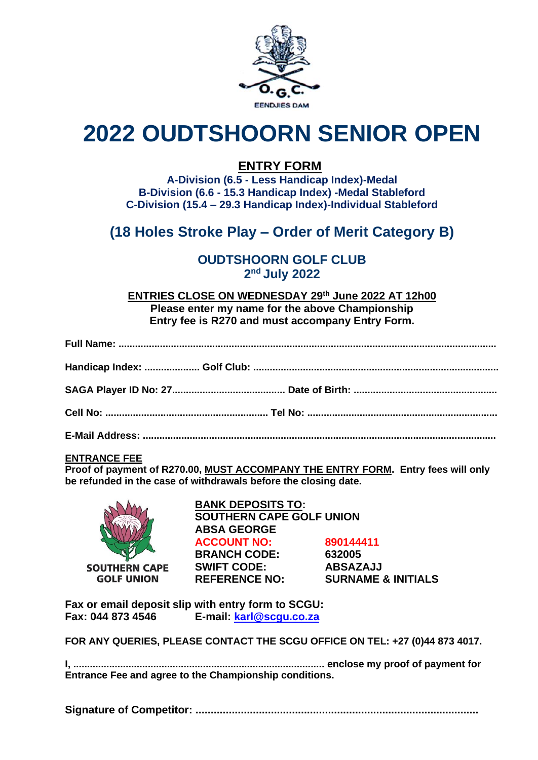O.G.C.
EENDJIES DAM

# 2022 OUDTSHOORN SENIOR OPEN

## ENTRY FORM

**A-Division (6.5 - Less Handicap Index)-Medal**
**B-Division (6.6 - 15.3 Handicap Index) -Medal Stableford**
**C-Division (15.4 – 29.3 Handicap Index)-Individual Stableford**

## (18 Holes Stroke Play – Order of Merit Category B)

### OUDTSHOORN GOLF CLUB
### 2nd July 2022

**ENTRIES CLOSE ON WEDNESDAY 29th June 2022 AT 12h00**
**Please enter my name for the above Championship**
**Entry fee is R270 and must accompany Entry Form.**

**Full Name:** ..........................................................................................................................................

**Handicap Index:** .................... **Golf Club:** ........................................................................................

**SAGA Player ID No: 27**........................................ **Date of Birth:** ..................................................

**Cell No:** .......................................................... **Tel No:** ....................................................................

**E-Mail Address:** ..............................................................................................................................

**ENTRANCE FEE**
**Proof of payment of R270.00, MUST ACCOMPANY THE ENTRY FORM. Entry fees will only be refunded in the case of withdrawals before the closing date.**

SOUTHERN CAPE GOLF UNION

**BANK DEPOSITS TO:**
**SOUTHERN CAPE GOLF UNION**
**ABSA GEORGE**

| | |
|---|---|
| **ACCOUNT NO:** | **890144411** |
| **BRANCH CODE:** | **632005** |
| **SWIFT CODE:** | **ABSAZAJJ** |
| **REFERENCE NO:** | **SURNAME & INITIALS** |

**Fax or email deposit slip with entry form to SCGU:**
**Fax: 044 873 4546** **E-mail: karl@scgu.co.za**

**FOR ANY QUERIES, PLEASE CONTACT THE SCGU OFFICE ON TEL: +27 (0)44 873 4017.**

**I, ......................................................................................... enclose my proof of payment for Entrance Fee and agree to the Championship conditions.**

**Signature of Competitor:** ..............................................................................................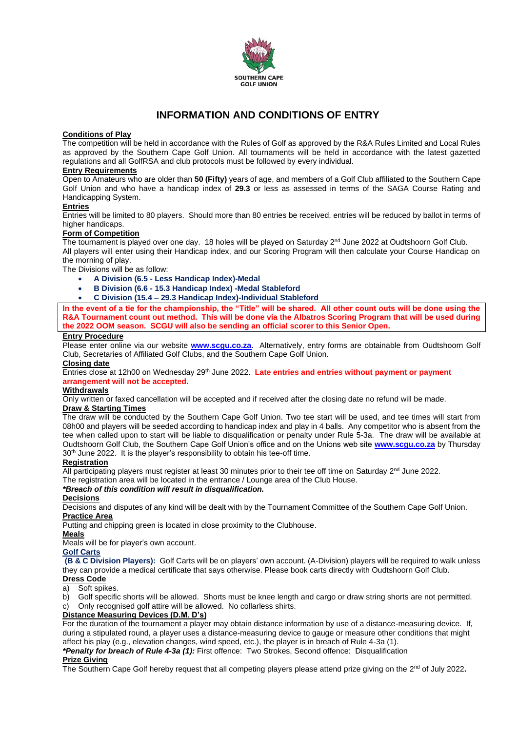SOUTHERN CAPE GOLF UNION

# INFORMATION AND CONDITIONS OF ENTRY

**Conditions of Play**

The competition will be held in accordance with the Rules of Golf as approved by the R&A Rules Limited and Local Rules as approved by the Southern Cape Golf Union. All tournaments will be held in accordance with the latest gazetted regulations and all GolfRSA and club protocols must be followed by every individual.

**Entry Requirements**

Open to Amateurs who are older than **50 (Fifty)** years of age, and members of a Golf Club affiliated to the Southern Cape Golf Union and who have a handicap index of **29.3** or less as assessed in terms of the SAGA Course Rating and Handicapping System.

**Entries**

Entries will be limited to 80 players. Should more than 80 entries be received, entries will be reduced by ballot in terms of higher handicaps.

**Form of Competition**

The tournament is played over one day. 18 holes will be played on Saturday 2nd June 2022 at Oudtshoorn Golf Club.
All players will enter using their Handicap index, and our Scoring Program will then calculate your Course Handicap on the morning of play.
The Divisions will be as follow:

- **A Division (6.5 - Less Handicap Index)-Medal**
- **B Division (6.6 - 15.3 Handicap Index) -Medal Stableford**
- **C Division (15.4 – 29.3 Handicap Index)-Individual Stableford**

**In the event of a tie for the championship, the "Title" will be shared. All other count outs will be done using the R&A Tournament count out method. This will be done via the Albatros Scoring Program that will be used during the 2022 OOM season. SCGU will also be sending an official scorer to this Senior Open.**

**Entry Procedure**

Please enter online via our website **www.scgu.co.za**. Alternatively, entry forms are obtainable from Oudtshoorn Golf Club, Secretaries of Affiliated Golf Clubs, and the Southern Cape Golf Union.

**Closing date**

Entries close at 12h00 on Wednesday 29th June 2022. **Late entries and entries without payment or payment arrangement will not be accepted.**

**Withdrawals**

Only written or faxed cancellation will be accepted and if received after the closing date no refund will be made.

**Draw & Starting Times**

The draw will be conducted by the Southern Cape Golf Union. Two tee start will be used, and tee times will start from 08h00 and players will be seeded according to handicap index and play in 4 balls. Any competitor who is absent from the tee when called upon to start will be liable to disqualification or penalty under Rule 5-3a. The draw will be available at Oudtshoorn Golf Club, the Southern Cape Golf Union's office and on the Unions web site **www.scgu.co.za** by Thursday 30th June 2022. It is the player's responsibility to obtain his tee-off time.

**Registration**

All participating players must register at least 30 minutes prior to their tee off time on Saturday 2nd June 2022.
The registration area will be located in the entrance / Lounge area of the Club House.
***Breach of this condition will result in disqualification.***

**Decisions**

Decisions and disputes of any kind will be dealt with by the Tournament Committee of the Southern Cape Golf Union.

**Practice Area**

Putting and chipping green is located in close proximity to the Clubhouse.

**Meals**

Meals will be for player's own account.

**Golf Carts**

**(B & C Division Players):** Golf Carts will be on players' own account. (A-Division) players will be required to walk unless they can provide a medical certificate that says otherwise. Please book carts directly with Oudtshoorn Golf Club.

**Dress Code**

a) Soft spikes.
b) Golf specific shorts will be allowed. Shorts must be knee length and cargo or draw string shorts are not permitted.
c) Only recognised golf attire will be allowed. No collarless shirts.

**Distance Measuring Devices (D.M. D's)**

For the duration of the tournament a player may obtain distance information by use of a distance-measuring device. If, during a stipulated round, a player uses a distance-measuring device to gauge or measure other conditions that might affect his play (e.g., elevation changes, wind speed, etc.), the player is in breach of Rule 4-3a (1).
***Penalty for breach of Rule 4-3a (1):*** First offence: Two Strokes, Second offence: Disqualification

**Prize Giving**

The Southern Cape Golf hereby request that all competing players please attend prize giving on the 2nd of July 2022**.**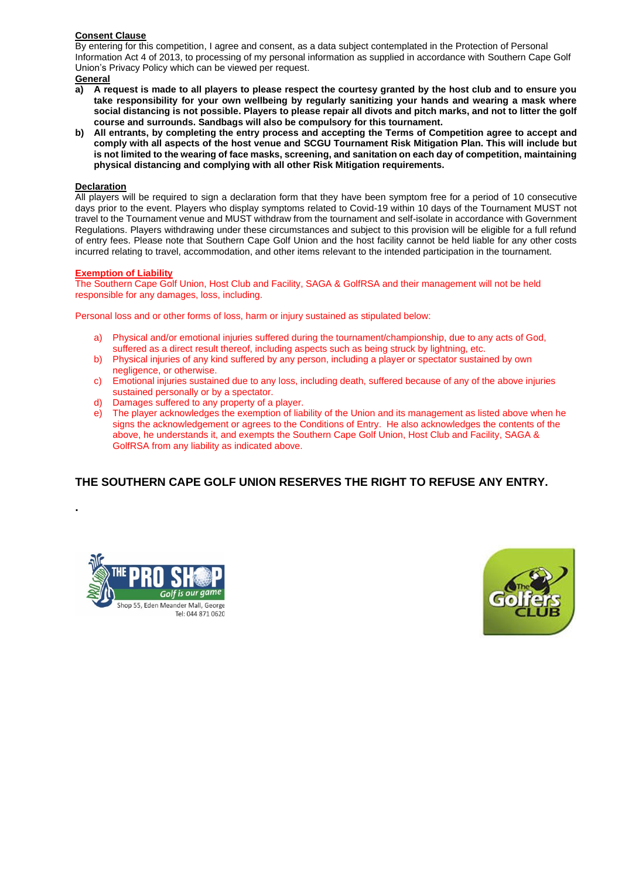**Consent Clause**

By entering for this competition, I agree and consent, as a data subject contemplated in the Protection of Personal Information Act 4 of 2013, to processing of my personal information as supplied in accordance with Southern Cape Golf Union's Privacy Policy which can be viewed per request.

**General**

a) **A request is made to all players to please respect the courtesy granted by the host club and to ensure you take responsibility for your own wellbeing by regularly sanitizing your hands and wearing a mask where social distancing is not possible. Players to please repair all divots and pitch marks, and not to litter the golf course and surrounds. Sandbags will also be compulsory for this tournament.**

b) **All entrants, by completing the entry process and accepting the Terms of Competition agree to accept and comply with all aspects of the host venue and SCGU Tournament Risk Mitigation Plan. This will include but is not limited to the wearing of face masks, screening, and sanitation on each day of competition, maintaining physical distancing and complying with all other Risk Mitigation requirements.**

**Declaration**

All players will be required to sign a declaration form that they have been symptom free for a period of 10 consecutive days prior to the event. Players who display symptoms related to Covid-19 within 10 days of the Tournament MUST not travel to the Tournament venue and MUST withdraw from the tournament and self-isolate in accordance with Government Regulations. Players withdrawing under these circumstances and subject to this provision will be eligible for a full refund of entry fees. Please note that Southern Cape Golf Union and the host facility cannot be held liable for any other costs incurred relating to travel, accommodation, and other items relevant to the intended participation in the tournament.

**Exemption of Liability**

The Southern Cape Golf Union, Host Club and Facility, SAGA & GolfRSA and their management will not be held responsible for any damages, loss, including.

Personal loss and or other forms of loss, harm or injury sustained as stipulated below:

a) Physical and/or emotional injuries suffered during the tournament/championship, due to any acts of God, suffered as a direct result thereof, including aspects such as being struck by lightning, etc.
b) Physical injuries of any kind suffered by any person, including a player or spectator sustained by own negligence, or otherwise.
c) Emotional injuries sustained due to any loss, including death, suffered because of any of the above injuries sustained personally or by a spectator.
d) Damages suffered to any property of a player.
e) The player acknowledges the exemption of liability of the Union and its management as listed above when he signs the acknowledgement or agrees to the Conditions of Entry. He also acknowledges the contents of the above, he understands it, and exempts the Southern Cape Golf Union, Host Club and Facility, SAGA & GolfRSA from any liability as indicated above.

## THE SOUTHERN CAPE GOLF UNION RESERVES THE RIGHT TO REFUSE ANY ENTRY.

.

THE PRO SHOP
Golf is our game
Shop 55, Eden Meander Mall, George
Tel: 044 871 0620

The Golfers CLUB